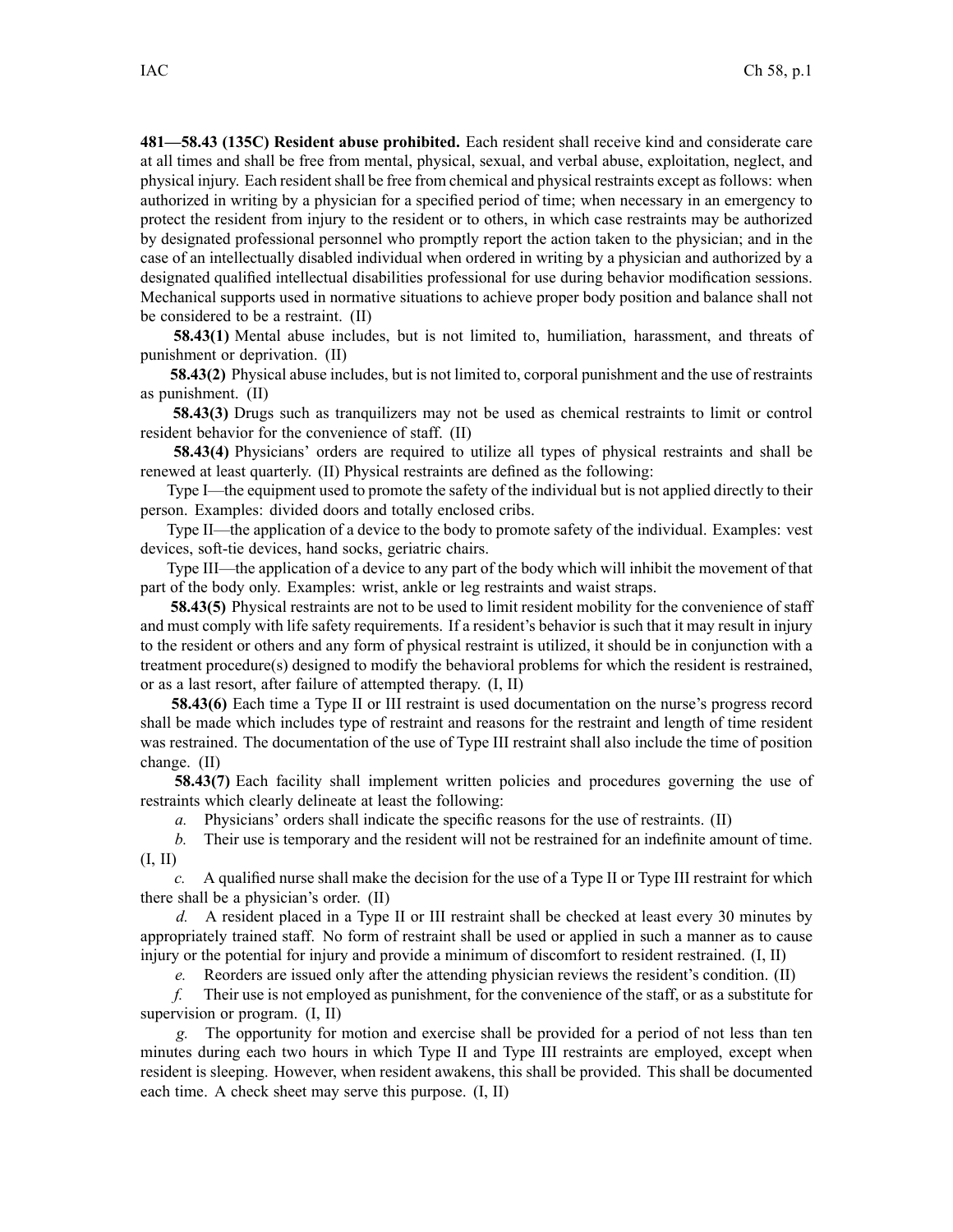**481—58.43 (135C) Resident abuse prohibited.** Each resident shall receive kind and considerate care at all times and shall be free from mental, physical, sexual, and verbal abuse, exploitation, neglect, and physical injury. Each resident shall be free from chemical and physical restraints except as follows: when authorized in writing by a physician for a specified period of time; when necessary in an emergency to protect the resident from injury to the resident or to others, in which case restraints may be authorized by designated professional personnel who promptly report the action taken to the physician; and in the case of an intellectually disabled individual when ordered in writing by a physician and authorized by a designated qualified intellectual disabilities professional for use during behavior modification sessions. Mechanical supports used in normative situations to achieve proper body position and balance shall not be considered to be a restraint. (II)

**58.43(1)** Mental abuse includes, but is not limited to, humiliation, harassment, and threats of punishment or deprivation. (II)

**58.43(2)** Physical abuse includes, but is not limited to, corporal punishment and the use of restraints as punishment. (II)

**58.43(3)** Drugs such as tranquilizers may not be used as chemical restraints to limit or control resident behavior for the convenience of staff. (II)

**58.43(4)** Physicians' orders are required to utilize all types of physical restraints and shall be renewed at least quarterly. (II) Physical restraints are defined as the following:

Type I—the equipment used to promote the safety of the individual but is not applied directly to their person. Examples: divided doors and totally enclosed cribs.

Type II—the application of a device to the body to promote safety of the individual. Examples: vest devices, soft-tie devices, hand socks, geriatric chairs.

Type III—the application of a device to any part of the body which will inhibit the movement of that part of the body only. Examples: wrist, ankle or leg restraints and waist straps.

**58.43(5)** Physical restraints are not to be used to limit resident mobility for the convenience of staff and must comply with life safety requirements. If a resident's behavior is such that it may result in injury to the resident or others and any form of physical restraint is utilized, it should be in conjunction with a treatment procedure(s) designed to modify the behavioral problems for which the resident is restrained, or as a last resort, after failure of attempted therapy. (I, II)

**58.43(6)** Each time a Type II or III restraint is used documentation on the nurse's progress record shall be made which includes type of restraint and reasons for the restraint and length of time resident was restrained. The documentation of the use of Type III restraint shall also include the time of position change. (II)

**58.43(7)** Each facility shall implement written policies and procedures governing the use of restraints which clearly delineate at least the following:

*a.* Physicians' orders shall indicate the specific reasons for the use of restraints. (II)

*b.* Their use is temporary and the resident will not be restrained for an indefinite amount of time. (I, II)

*c.* A qualified nurse shall make the decision for the use of a Type II or Type III restraint for which there shall be a physician's order. (II)

*d.* A resident placed in a Type II or III restraint shall be checked at least every 30 minutes by appropriately trained staff. No form of restraint shall be used or applied in such a manner as to cause injury or the potential for injury and provide a minimum of discomfort to resident restrained. (I, II)

*e.* Reorders are issued only after the attending physician reviews the resident's condition. (II)

*f.* Their use is not employed as punishment, for the convenience of the staff, or as a substitute for supervision or program. (I, II)

*g.* The opportunity for motion and exercise shall be provided for a period of not less than ten minutes during each two hours in which Type II and Type III restraints are employed, except when resident is sleeping. However, when resident awakens, this shall be provided. This shall be documented each time. A check sheet may serve this purpose. (I, II)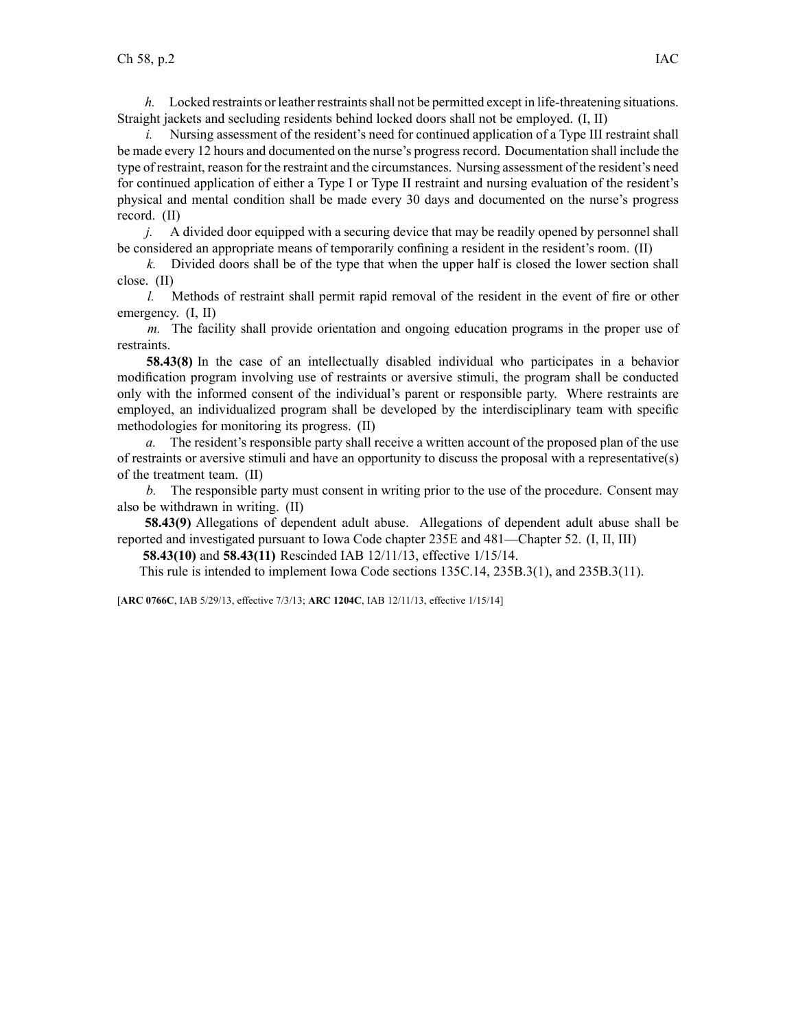*h.* Locked restraints or leather restraints shall not be permitted except in life-threatening situations. Straight jackets and secluding residents behind locked doors shall not be employed. (I, II)

*i.* Nursing assessment of the resident's need for continued application of a Type III restraint shall be made every 12 hours and documented on the nurse's progress record. Documentation shall include the type of restraint, reason for the restraint and the circumstances. Nursing assessment of the resident's need for continued application of either a Type I or Type II restraint and nursing evaluation of the resident's physical and mental condition shall be made every 30 days and documented on the nurse's progress record. (II)

*j.* A divided door equipped with a securing device that may be readily opened by personnel shall be considered an appropriate means of temporarily confining a resident in the resident's room. (II)

*k.* Divided doors shall be of the type that when the upper half is closed the lower section shall close. (II)

*l.* Methods of restraint shall permit rapid removal of the resident in the event of fire or other emergency. (I, II)

*m.* The facility shall provide orientation and ongoing education programs in the proper use of restraints.

**58.43(8)** In the case of an intellectually disabled individual who participates in a behavior modification program involving use of restraints or aversive stimuli, the program shall be conducted only with the informed consent of the individual's parent or responsible party. Where restraints are employed, an individualized program shall be developed by the interdisciplinary team with specific methodologies for monitoring its progress. (II)

*a.* The resident's responsible party shall receive a written account of the proposed plan of the use of restraints or aversive stimuli and have an opportunity to discuss the proposal with a representative(s) of the treatment team. (II)

*b.* The responsible party must consent in writing prior to the use of the procedure. Consent may also be withdrawn in writing. (II)

**58.43(9)** Allegations of dependent adult abuse. Allegations of dependent adult abuse shall be reported and investigated pursuant to Iowa Code chapter 235E and 481—Chapter 52. (I, II, III)

**58.43(10)** and **58.43(11)** Rescinded IAB 12/11/13, effective 1/15/14.

This rule is intended to implement Iowa Code sections 135C.14, 235B.3(1), and 235B.3(11).

[**ARC 0766C**, IAB 5/29/13, effective 7/3/13; **ARC 1204C**, IAB 12/11/13, effective 1/15/14]